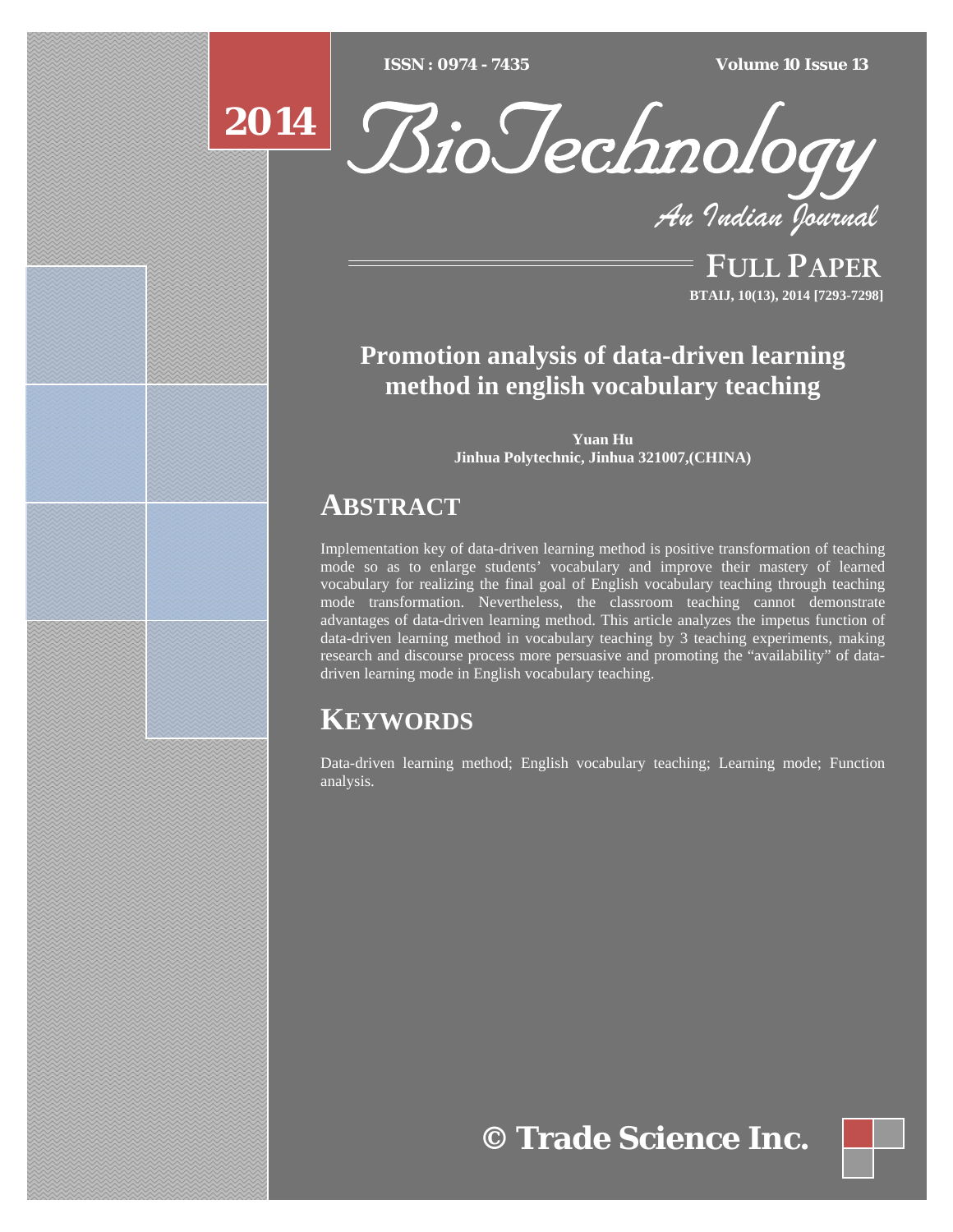# Promotion analysis of data-driven learning method in english vocabulary teaching

**Yuan Hu**
**Jinhua Polytechnic, Jinhua 321007,(CHINA)**

## ABSTRACT

Implementation key of data-driven learning method is positive transformation of teaching mode so as to enlarge students' vocabulary and improve their mastery of learned vocabulary for realizing the final goal of English vocabulary teaching through teaching mode transformation. Nevertheless, the classroom teaching cannot demonstrate advantages of data-driven learning method. This article analyzes the impetus function of data-driven learning method in vocabulary teaching by 3 teaching experiments, making research and discourse process more persuasive and promoting the "availability" of data-driven learning mode in English vocabulary teaching.

## KEYWORDS

Data-driven learning method; English vocabulary teaching; Learning mode; Function analysis.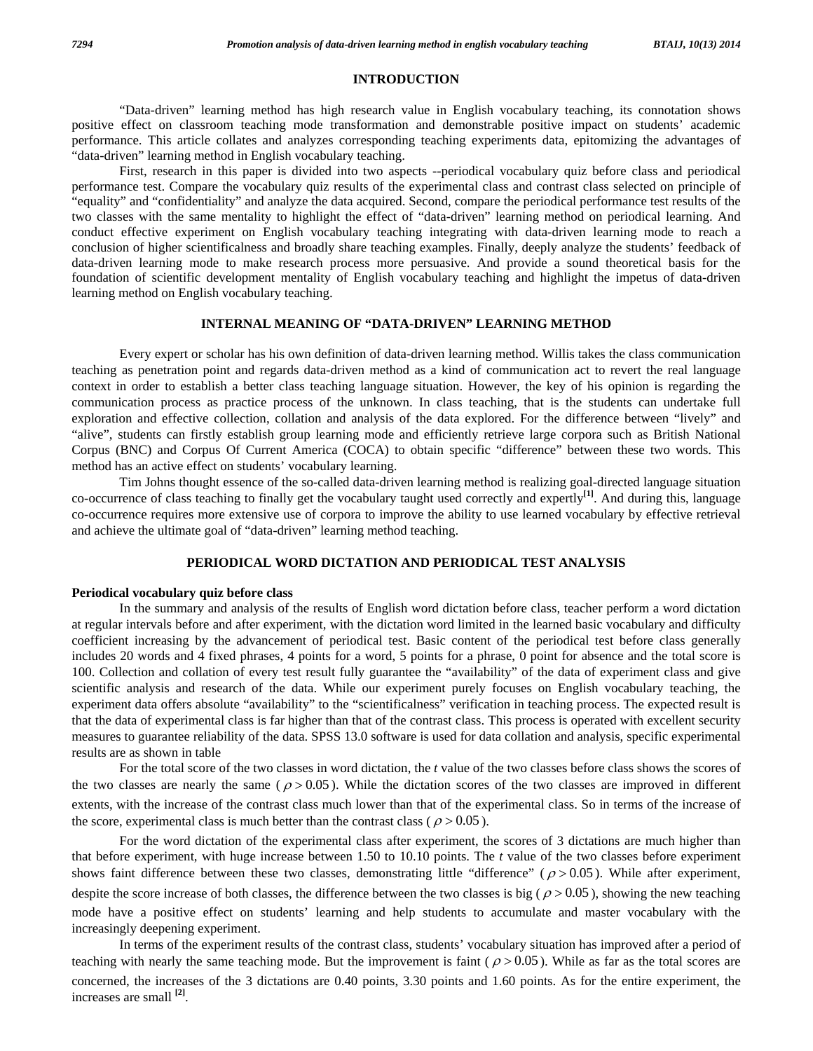## INTRODUCTION

"Data-driven" learning method has high research value in English vocabulary teaching, its connotation shows positive effect on classroom teaching mode transformation and demonstrable positive impact on students' academic performance. This article collates and analyzes corresponding teaching experiments data, epitomizing the advantages of "data-driven" learning method in English vocabulary teaching.

First, research in this paper is divided into two aspects --periodical vocabulary quiz before class and periodical performance test. Compare the vocabulary quiz results of the experimental class and contrast class selected on principle of "equality" and "confidentiality" and analyze the data acquired. Second, compare the periodical performance test results of the two classes with the same mentality to highlight the effect of "data-driven" learning method on periodical learning. And conduct effective experiment on English vocabulary teaching integrating with data-driven learning mode to reach a conclusion of higher scientificalness and broadly share teaching examples. Finally, deeply analyze the students' feedback of data-driven learning mode to make research process more persuasive. And provide a sound theoretical basis for the foundation of scientific development mentality of English vocabulary teaching and highlight the impetus of data-driven learning method on English vocabulary teaching.

## INTERNAL MEANING OF "DATA-DRIVEN" LEARNING METHOD

Every expert or scholar has his own definition of data-driven learning method. Willis takes the class communication teaching as penetration point and regards data-driven method as a kind of communication act to revert the real language context in order to establish a better class teaching language situation. However, the key of his opinion is regarding the communication process as practice process of the unknown. In class teaching, that is the students can undertake full exploration and effective collection, collation and analysis of the data explored. For the difference between "lively" and "alive", students can firstly establish group learning mode and efficiently retrieve large corpora such as British National Corpus (BNC) and Corpus Of Current America (COCA) to obtain specific "difference" between these two words. This method has an active effect on students' vocabulary learning.

Tim Johns thought essence of the so-called data-driven learning method is realizing goal-directed language situation co-occurrence of class teaching to finally get the vocabulary taught used correctly and expertly[1]. And during this, language co-occurrence requires more extensive use of corpora to improve the ability to use learned vocabulary by effective retrieval and achieve the ultimate goal of "data-driven" learning method teaching.

## PERIODICAL WORD DICTATION AND PERIODICAL TEST ANALYSIS

### Periodical vocabulary quiz before class

In the summary and analysis of the results of English word dictation before class, teacher perform a word dictation at regular intervals before and after experiment, with the dictation word limited in the learned basic vocabulary and difficulty coefficient increasing by the advancement of periodical test. Basic content of the periodical test before class generally includes 20 words and 4 fixed phrases, 4 points for a word, 5 points for a phrase, 0 point for absence and the total score is 100. Collection and collation of every test result fully guarantee the "availability" of the data of experiment class and give scientific analysis and research of the data. While our experiment purely focuses on English vocabulary teaching, the experiment data offers absolute "availability" to the "scientificalness" verification in teaching process. The expected result is that the data of experimental class is far higher than that of the contrast class. This process is operated with excellent security measures to guarantee reliability of the data. SPSS 13.0 software is used for data collation and analysis, specific experimental results are as shown in table

For the total score of the two classes in word dictation, the *t* value of the two classes before class shows the scores of the two classes are nearly the same ($\rho > 0.05$). While the dictation scores of the two classes are improved in different extents, with the increase of the contrast class much lower than that of the experimental class. So in terms of the increase of the score, experimental class is much better than the contrast class ($\rho > 0.05$).

For the word dictation of the experimental class after experiment, the scores of 3 dictations are much higher than that before experiment, with huge increase between 1.50 to 10.10 points. The *t* value of the two classes before experiment shows faint difference between these two classes, demonstrating little "difference" ($\rho > 0.05$). While after experiment, despite the score increase of both classes, the difference between the two classes is big ($\rho > 0.05$), showing the new teaching mode have a positive effect on students' learning and help students to accumulate and master vocabulary with the increasingly deepening experiment.

In terms of the experiment results of the contrast class, students' vocabulary situation has improved after a period of teaching with nearly the same teaching mode. But the improvement is faint ($\rho > 0.05$). While as far as the total scores are concerned, the increases of the 3 dictations are 0.40 points, 3.30 points and 1.60 points. As for the entire experiment, the increases are small [2].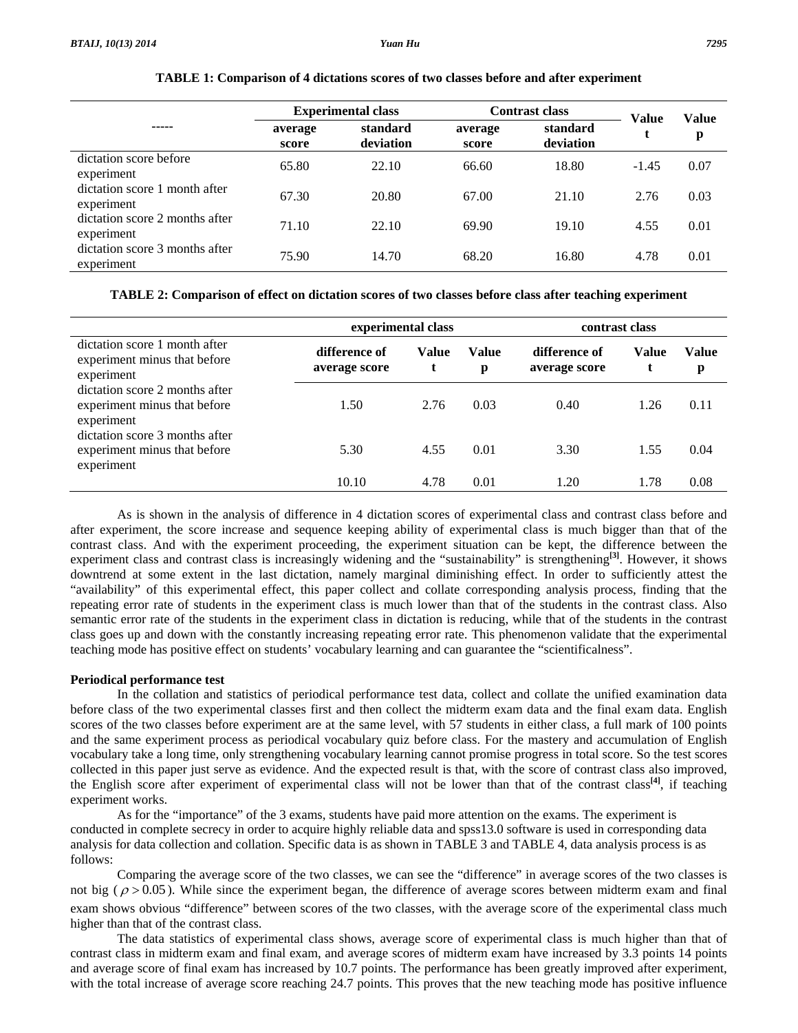**TABLE 1: Comparison of 4 dictations scores of two classes before and after experiment**

| ----- | Experimental class | | Contrast class | | Value t | Value p |
|---|---|---|---|---|---|---|
| | average score | standard deviation | average score | standard deviation | | |
| dictation score before experiment | 65.80 | 22.10 | 66.60 | 18.80 | -1.45 | 0.07 |
| dictation score 1 month after experiment | 67.30 | 20.80 | 67.00 | 21.10 | 2.76 | 0.03 |
| dictation score 2 months after experiment | 71.10 | 22.10 | 69.90 | 19.10 | 4.55 | 0.01 |
| dictation score 3 months after experiment | 75.90 | 14.70 | 68.20 | 16.80 | 4.78 | 0.01 |

**TABLE 2: Comparison of effect on dictation scores of two classes before class after teaching experiment**

| | experimental class | | | contrast class | | |
|---|---|---|---|---|---|---|
| dictation score 1 month after experiment minus that before experiment | difference of average score | Value t | Value p | difference of average score | Value t | Value p |
| dictation score 2 months after experiment minus that before experiment | 1.50 | 2.76 | 0.03 | 0.40 | 1.26 | 0.11 |
| dictation score 3 months after experiment minus that before experiment | 5.30 | 4.55 | 0.01 | 3.30 | 1.55 | 0.04 |
| | 10.10 | 4.78 | 0.01 | 1.20 | 1.78 | 0.08 |

As is shown in the analysis of difference in 4 dictation scores of experimental class and contrast class before and after experiment, the score increase and sequence keeping ability of experimental class is much bigger than that of the contrast class. And with the experiment proceeding, the experiment situation can be kept, the difference between the experiment class and contrast class is increasingly widening and the "sustainability" is strengthening[3]. However, it shows downtrend at some extent in the last dictation, namely marginal diminishing effect. In order to sufficiently attest the "availability" of this experimental effect, this paper collect and collate corresponding analysis process, finding that the repeating error rate of students in the experiment class is much lower than that of the students in the contrast class. Also semantic error rate of the students in the experiment class in dictation is reducing, while that of the students in the contrast class goes up and down with the constantly increasing repeating error rate. This phenomenon validate that the experimental teaching mode has positive effect on students' vocabulary learning and can guarantee the "scientificalness".

**Periodical performance test**

In the collation and statistics of periodical performance test data, collect and collate the unified examination data before class of the two experimental classes first and then collect the midterm exam data and the final exam data. English scores of the two classes before experiment are at the same level, with 57 students in either class, a full mark of 100 points and the same experiment process as periodical vocabulary quiz before class. For the mastery and accumulation of English vocabulary take a long time, only strengthening vocabulary learning cannot promise progress in total score. So the test scores collected in this paper just serve as evidence. And the expected result is that, with the score of contrast class also improved, the English score after experiment of experimental class will not be lower than that of the contrast class[4], if teaching experiment works.

As for the "importance" of the 3 exams, students have paid more attention on the exams. The experiment is conducted in complete secrecy in order to acquire highly reliable data and spss13.0 software is used in corresponding data analysis for data collection and collation. Specific data is as shown in TABLE 3 and TABLE 4, data analysis process is as follows:

Comparing the average score of the two classes, we can see the "difference" in average scores of the two classes is not big ( $\rho > 0.05$ ). While since the experiment began, the difference of average scores between midterm exam and final exam shows obvious "difference" between scores of the two classes, with the average score of the experimental class much higher than that of the contrast class.

The data statistics of experimental class shows, average score of experimental class is much higher than that of contrast class in midterm exam and final exam, and average scores of midterm exam have increased by 3.3 points 14 points and average score of final exam has increased by 10.7 points. The performance has been greatly improved after experiment, with the total increase of average score reaching 24.7 points. This proves that the new teaching mode has positive influence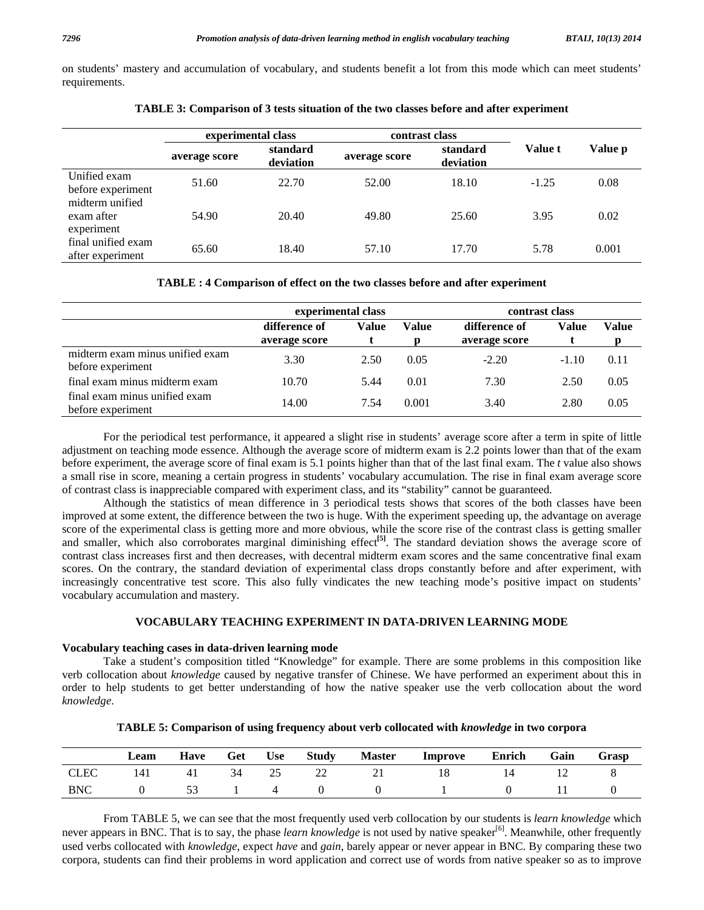on students' mastery and accumulation of vocabulary, and students benefit a lot from this mode which can meet students' requirements.

**TABLE 3: Comparison of 3 tests situation of the two classes before and after experiment**

| | experimental class | | contrast class | | Value t | Value p |
|---|---|---|---|---|---|---|
| | average score | standard deviation | average score | standard deviation | | |
| Unified exam before experiment | 51.60 | 22.70 | 52.00 | 18.10 | -1.25 | 0.08 |
| midterm unified exam after experiment | 54.90 | 20.40 | 49.80 | 25.60 | 3.95 | 0.02 |
| final unified exam after experiment | 65.60 | 18.40 | 57.10 | 17.70 | 5.78 | 0.001 |

**TABLE : 4 Comparison of effect on the two classes before and after experiment**

| | experimental class | | | contrast class | | |
|---|---|---|---|---|---|---|
| | difference of average score | Value t | Value p | difference of average score | Value t | Value p |
| midterm exam minus unified exam before experiment | 3.30 | 2.50 | 0.05 | -2.20 | -1.10 | 0.11 |
| final exam minus midterm exam | 10.70 | 5.44 | 0.01 | 7.30 | 2.50 | 0.05 |
| final exam minus unified exam before experiment | 14.00 | 7.54 | 0.001 | 3.40 | 2.80 | 0.05 |

For the periodical test performance, it appeared a slight rise in students' average score after a term in spite of little adjustment on teaching mode essence. Although the average score of midterm exam is 2.2 points lower than that of the exam before experiment, the average score of final exam is 5.1 points higher than that of the last final exam. The *t* value also shows a small rise in score, meaning a certain progress in students' vocabulary accumulation. The rise in final exam average score of contrast class is inappreciable compared with experiment class, and its "stability" cannot be guaranteed.

Although the statistics of mean difference in 3 periodical tests shows that scores of the both classes have been improved at some extent, the difference between the two is huge. With the experiment speeding up, the advantage on average score of the experimental class is getting more and more obvious, while the score rise of the contrast class is getting smaller and smaller, which also corroborates marginal diminishing effect[5]. The standard deviation shows the average score of contrast class increases first and then decreases, with decentral midterm exam scores and the same concentrative final exam scores. On the contrary, the standard deviation of experimental class drops constantly before and after experiment, with increasingly concentrative test score. This also fully vindicates the new teaching mode's positive impact on students' vocabulary accumulation and mastery.

## VOCABULARY TEACHING EXPERIMENT IN DATA-DRIVEN LEARNING MODE

### Vocabulary teaching cases in data-driven learning mode

Take a student's composition titled "Knowledge" for example. There are some problems in this composition like verb collocation about *knowledge* caused by negative transfer of Chinese. We have performed an experiment about this in order to help students to get better understanding of how the native speaker use the verb collocation about the word *knowledge*.

**TABLE 5: Comparison of using frequency about verb collocated with *knowledge* in two corpora**

| | Leam | Have | Get | Use | Study | Master | Improve | Enrich | Gain | Grasp |
|---|---|---|---|---|---|---|---|---|---|---|
| CLEC | 141 | 41 | 34 | 25 | 22 | 21 | 18 | 14 | 12 | 8 |
| BNC | 0 | 53 | 1 | 4 | 0 | 0 | 1 | 0 | 11 | 0 |

From TABLE 5, we can see that the most frequently used verb collocation by our students is *learn knowledge* which never appears in BNC. That is to say, the phase *learn knowledge* is not used by native speaker[6]. Meanwhile, other frequently used verbs collocated with *knowledge*, expect *have* and *gain*, barely appear or never appear in BNC. By comparing these two corpora, students can find their problems in word application and correct use of words from native speaker so as to improve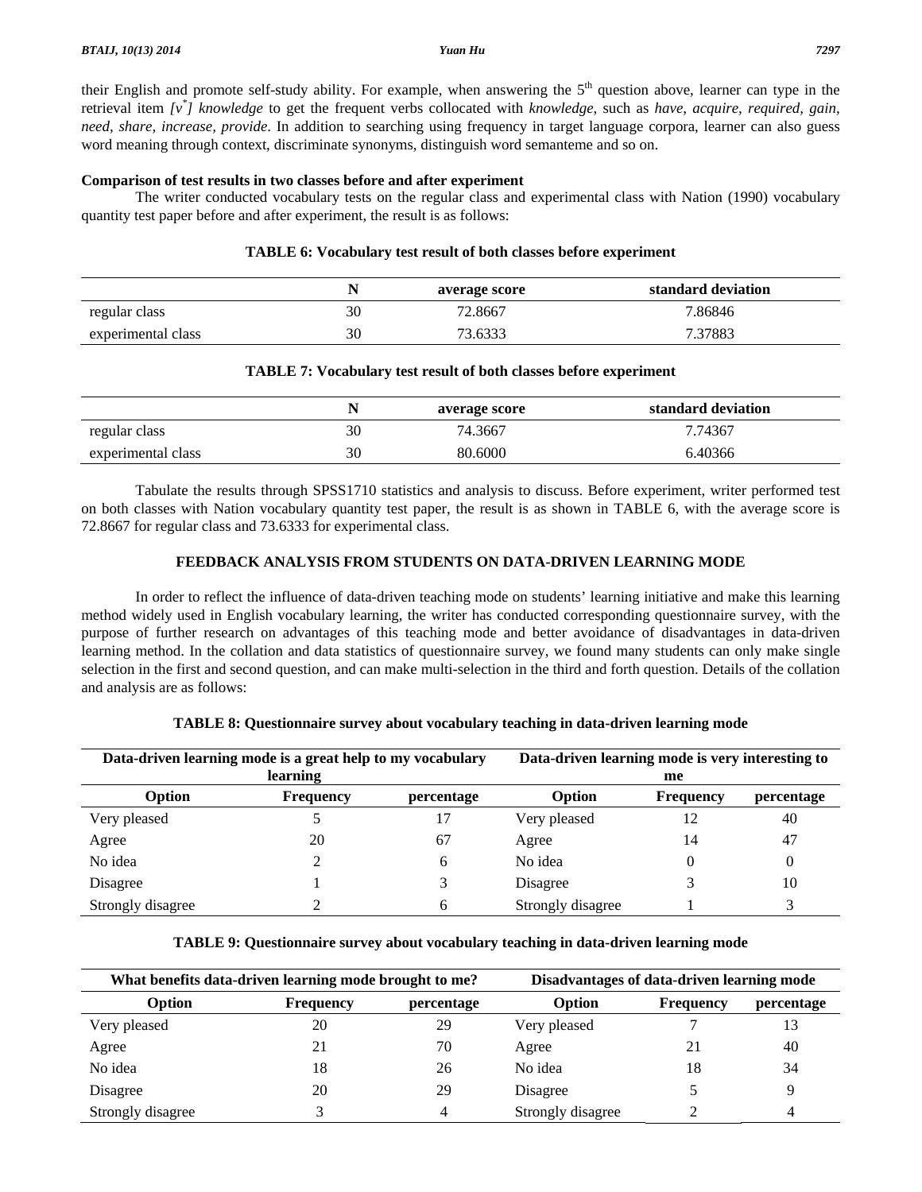their English and promote self-study ability. For example, when answering the 5th question above, learner can type in the retrieval item *[v*] knowledge* to get the frequent verbs collocated with *knowledge*, such as *have, acquire, required, gain, need, share, increase, provide*. In addition to searching using frequency in target language corpora, learner can also guess word meaning through context, discriminate synonyms, distinguish word semanteme and so on.

**Comparison of test results in two classes before and after experiment**

The writer conducted vocabulary tests on the regular class and experimental class with Nation (1990) vocabulary quantity test paper before and after experiment, the result is as follows:

**TABLE 6: Vocabulary test result of both classes before experiment**

| | N | average score | standard deviation |
|---|---|---|---|
| regular class | 30 | 72.8667 | 7.86846 |
| experimental class | 30 | 73.6333 | 7.37883 |

**TABLE 7: Vocabulary test result of both classes before experiment**

| | N | average score | standard deviation |
|---|---|---|---|
| regular class | 30 | 74.3667 | 7.74367 |
| experimental class | 30 | 80.6000 | 6.40366 |

Tabulate the results through SPSS1710 statistics and analysis to discuss. Before experiment, writer performed test on both classes with Nation vocabulary quantity test paper, the result is as shown in TABLE 6, with the average score is 72.8667 for regular class and 73.6333 for experimental class.

## FEEDBACK ANALYSIS FROM STUDENTS ON DATA-DRIVEN LEARNING MODE

In order to reflect the influence of data-driven teaching mode on students' learning initiative and make this learning method widely used in English vocabulary learning, the writer has conducted corresponding questionnaire survey, with the purpose of further research on advantages of this teaching mode and better avoidance of disadvantages in data-driven learning method. In the collation and data statistics of questionnaire survey, we found many students can only make single selection in the first and second question, and can make multi-selection in the third and forth question. Details of the collation and analysis are as follows:

**TABLE 8: Questionnaire survey about vocabulary teaching in data-driven learning mode**

| Data-driven learning mode is a great help to my vocabulary learning | | | Data-driven learning mode is very interesting to me | | |
|---|---|---|---|---|---|
| **Option** | **Frequency** | **percentage** | **Option** | **Frequency** | **percentage** |
| Very pleased | 5 | 17 | Very pleased | 12 | 40 |
| Agree | 20 | 67 | Agree | 14 | 47 |
| No idea | 2 | 6 | No idea | 0 | 0 |
| Disagree | 1 | 3 | Disagree | 3 | 10 |
| Strongly disagree | 2 | 6 | Strongly disagree | 1 | 3 |

**TABLE 9: Questionnaire survey about vocabulary teaching in data-driven learning mode**

| What benefits data-driven learning mode brought to me? | | | Disadvantages of data-driven learning mode | | |
|---|---|---|---|---|---|
| **Option** | **Frequency** | **percentage** | **Option** | **Frequency** | **percentage** |
| Very pleased | 20 | 29 | Very pleased | 7 | 13 |
| Agree | 21 | 70 | Agree | 21 | 40 |
| No idea | 18 | 26 | No idea | 18 | 34 |
| Disagree | 20 | 29 | Disagree | 5 | 9 |
| Strongly disagree | 3 | 4 | Strongly disagree | 2 | 4 |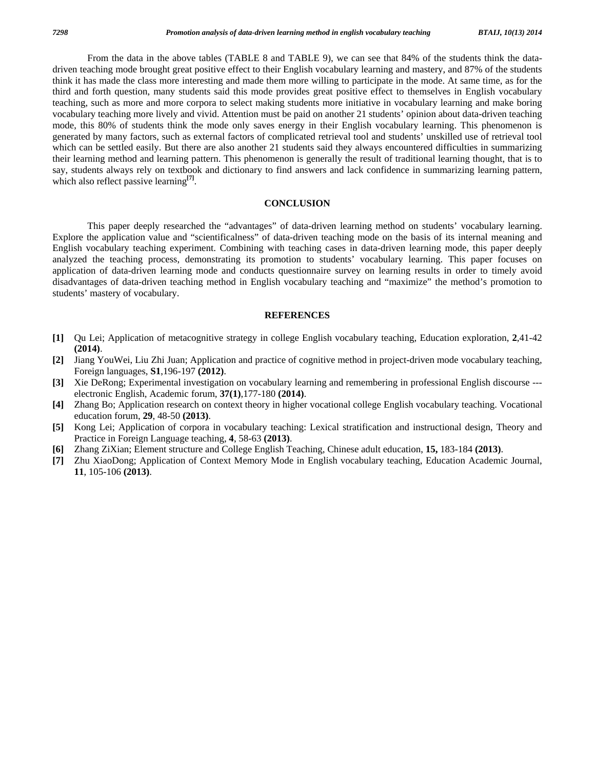From the data in the above tables (TABLE 8 and TABLE 9), we can see that 84% of the students think the data-driven teaching mode brought great positive effect to their English vocabulary learning and mastery, and 87% of the students think it has made the class more interesting and made them more willing to participate in the mode. At same time, as for the third and forth question, many students said this mode provides great positive effect to themselves in English vocabulary teaching, such as more and more corpora to select making students more initiative in vocabulary learning and make boring vocabulary teaching more lively and vivid. Attention must be paid on another 21 students' opinion about data-driven teaching mode, this 80% of students think the mode only saves energy in their English vocabulary learning. This phenomenon is generated by many factors, such as external factors of complicated retrieval tool and students' unskilled use of retrieval tool which can be settled easily. But there are also another 21 students said they always encountered difficulties in summarizing their learning method and learning pattern. This phenomenon is generally the result of traditional learning thought, that is to say, students always rely on textbook and dictionary to find answers and lack confidence in summarizing learning pattern, which also reflect passive learning[7].

## CONCLUSION

This paper deeply researched the "advantages" of data-driven learning method on students' vocabulary learning. Explore the application value and "scientificalness" of data-driven teaching mode on the basis of its internal meaning and English vocabulary teaching experiment. Combining with teaching cases in data-driven learning mode, this paper deeply analyzed the teaching process, demonstrating its promotion to students' vocabulary learning. This paper focuses on application of data-driven learning mode and conducts questionnaire survey on learning results in order to timely avoid disadvantages of data-driven teaching method in English vocabulary teaching and "maximize" the method's promotion to students' mastery of vocabulary.

## REFERENCES

- **[1]** Qu Lei; Application of metacognitive strategy in college English vocabulary teaching, Education exploration, **2**,41-42 **(2014)**.
- **[2]** Jiang YouWei, Liu Zhi Juan; Application and practice of cognitive method in project-driven mode vocabulary teaching, Foreign languages, **S1**,196-197 **(2012)**.
- **[3]** Xie DeRong; Experimental investigation on vocabulary learning and remembering in professional English discourse ---electronic English, Academic forum, **37(1)**,177-180 **(2014)**.
- **[4]** Zhang Bo; Application research on context theory in higher vocational college English vocabulary teaching. Vocational education forum, **29**, 48-50 **(2013)**.
- **[5]** Kong Lei; Application of corpora in vocabulary teaching: Lexical stratification and instructional design, Theory and Practice in Foreign Language teaching, **4**, 58-63 **(2013)**.
- **[6]** Zhang ZiXian; Element structure and College English Teaching, Chinese adult education, **15,** 183-184 **(2013)**.
- **[7]** Zhu XiaoDong; Application of Context Memory Mode in English vocabulary teaching, Education Academic Journal, **11**, 105-106 **(2013)**.